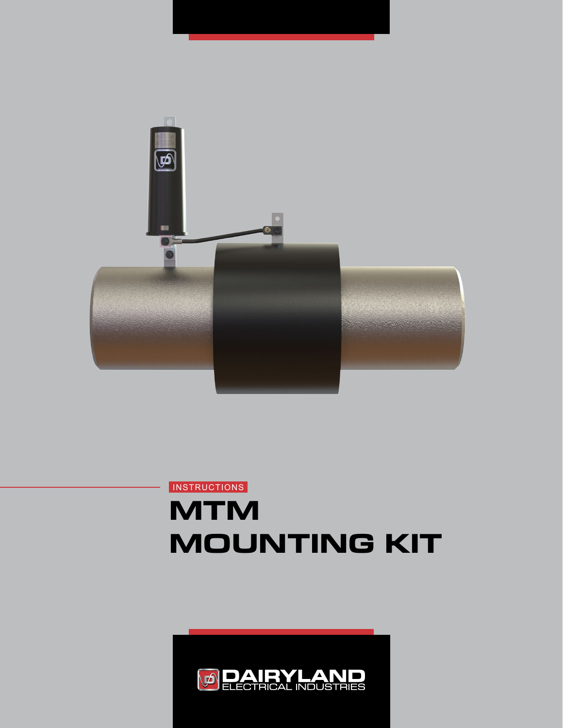INSTRUCTIONS

# MTM MOUNTING KIT

DAIRYLAND ELECTRICAL INDUSTRIES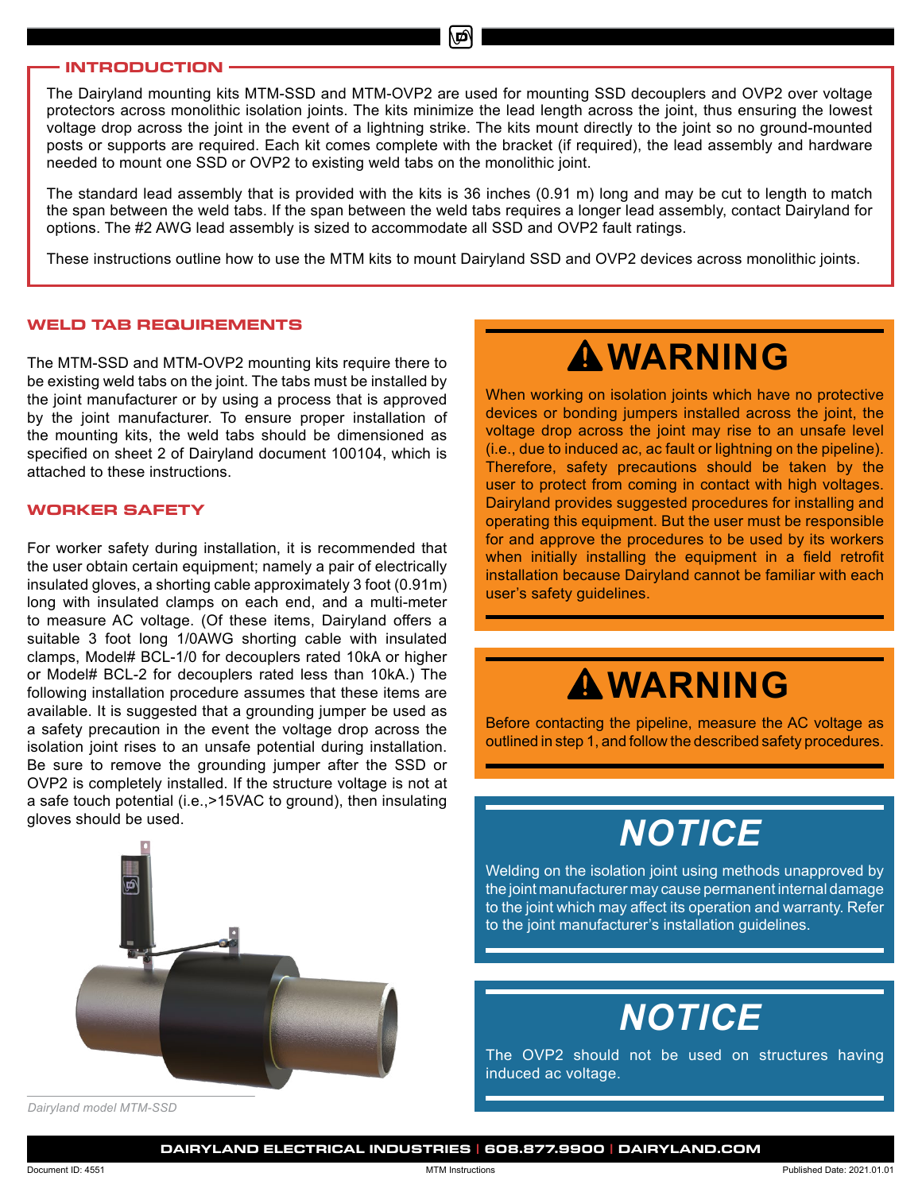## INTRODUCTION

The Dairyland mounting kits MTM-SSD and MTM-OVP2 are used for mounting SSD decouplers and OVP2 over voltage protectors across monolithic isolation joints. The kits minimize the lead length across the joint, thus ensuring the lowest voltage drop across the joint in the event of a lightning strike. The kits mount directly to the joint so no ground-mounted posts or supports are required. Each kit comes complete with the bracket (if required), the lead assembly and hardware needed to mount one SSD or OVP2 to existing weld tabs on the monolithic joint.

The standard lead assembly that is provided with the kits is 36 inches (0.91 m) long and may be cut to length to match the span between the weld tabs. If the span between the weld tabs requires a longer lead assembly, contact Dairyland for options. The #2 AWG lead assembly is sized to accommodate all SSD and OVP2 fault ratings.

These instructions outline how to use the MTM kits to mount Dairyland SSD and OVP2 devices across monolithic joints.

## WELD TAB REQUIREMENTS

The MTM-SSD and MTM-OVP2 mounting kits require there to be existing weld tabs on the joint. The tabs must be installed by the joint manufacturer or by using a process that is approved by the joint manufacturer. To ensure proper installation of the mounting kits, the weld tabs should be dimensioned as specified on sheet 2 of Dairyland document 100104, which is attached to these instructions.

## WORKER SAFETY

For worker safety during installation, it is recommended that the user obtain certain equipment; namely a pair of electrically insulated gloves, a shorting cable approximately 3 foot (0.91m) long with insulated clamps on each end, and a multi-meter to measure AC voltage. (Of these items, Dairyland offers a suitable 3 foot long 1/0AWG shorting cable with insulated clamps, Model# BCL-1/0 for decouplers rated 10kA or higher or Model# BCL-2 for decouplers rated less than 10kA.) The following installation procedure assumes that these items are available. It is suggested that a grounding jumper be used as a safety precaution in the event the voltage drop across the isolation joint rises to an unsafe potential during installation. Be sure to remove the grounding jumper after the SSD or OVP2 is completely installed. If the structure voltage is not at a safe touch potential (i.e.,>15VAC to ground), then insulating gloves should be used.

*Dairyland model MTM-SSD*

### ⚠WARNING

When working on isolation joints which have no protective devices or bonding jumpers installed across the joint, the voltage drop across the joint may rise to an unsafe level (i.e., due to induced ac, ac fault or lightning on the pipeline). Therefore, safety precautions should be taken by the user to protect from coming in contact with high voltages. Dairyland provides suggested procedures for installing and operating this equipment. But the user must be responsible for and approve the procedures to be used by its workers when initially installing the equipment in a field retrofit installation because Dairyland cannot be familiar with each user's safety guidelines.

### ⚠WARNING

Before contacting the pipeline, measure the AC voltage as outlined in step 1, and follow the described safety procedures.

### *NOTICE*

Welding on the isolation joint using methods unapproved by the joint manufacturer may cause permanent internal damage to the joint which may affect its operation and warranty. Refer to the joint manufacturer's installation guidelines.

### *NOTICE*

The OVP2 should not be used on structures having induced ac voltage.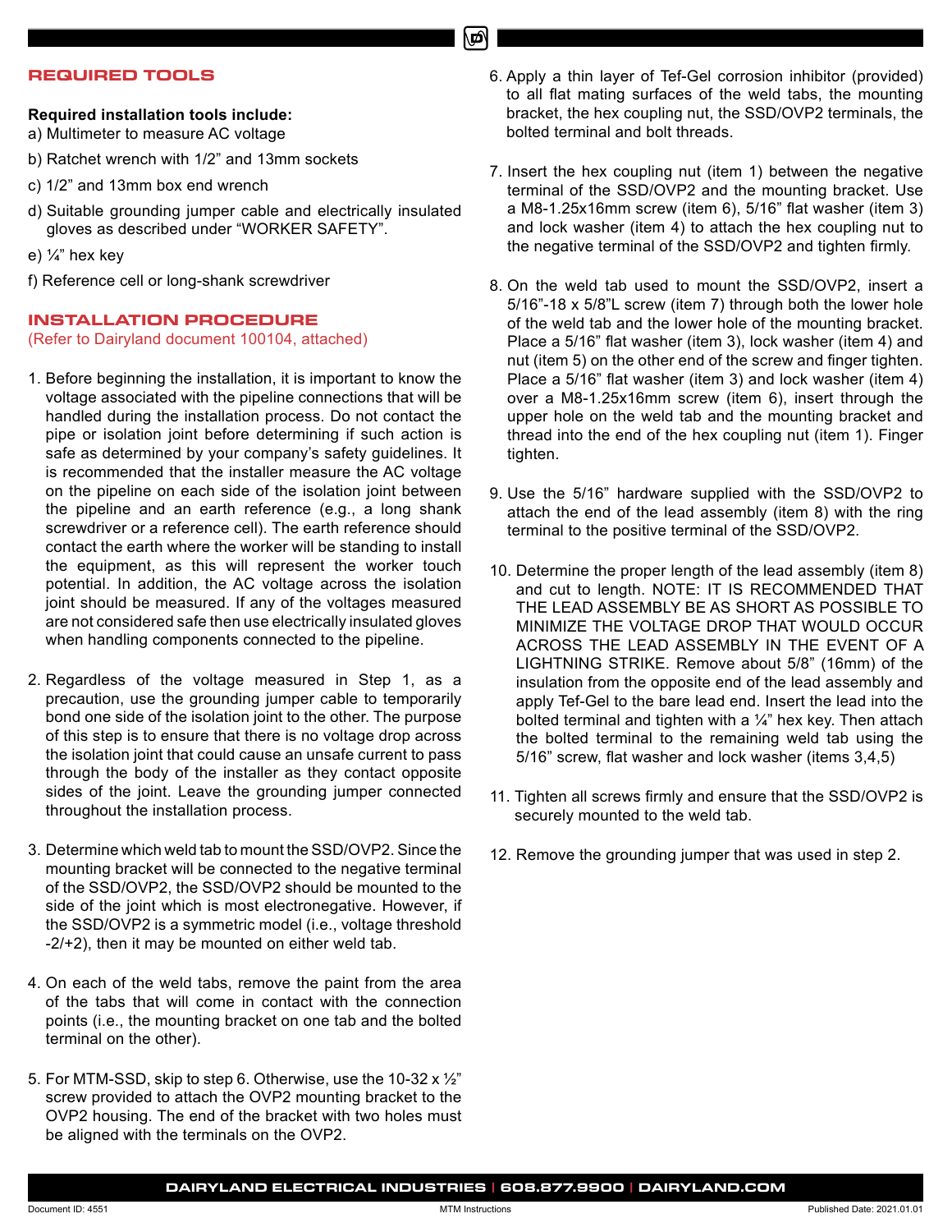## REQUIRED TOOLS

**Required installation tools include:**

a) Multimeter to measure AC voltage

b) Ratchet wrench with 1/2" and 13mm sockets

c) 1/2" and 13mm box end wrench

d) Suitable grounding jumper cable and electrically insulated gloves as described under "WORKER SAFETY".

e) ¼" hex key

f) Reference cell or long-shank screwdriver

## INSTALLATION PROCEDURE

(Refer to Dairyland document 100104, attached)

1. Before beginning the installation, it is important to know the voltage associated with the pipeline connections that will be handled during the installation process. Do not contact the pipe or isolation joint before determining if such action is safe as determined by your company's safety guidelines. It is recommended that the installer measure the AC voltage on the pipeline on each side of the isolation joint between the pipeline and an earth reference (e.g., a long shank screwdriver or a reference cell). The earth reference should contact the earth where the worker will be standing to install the equipment, as this will represent the worker touch potential. In addition, the AC voltage across the isolation joint should be measured. If any of the voltages measured are not considered safe then use electrically insulated gloves when handling components connected to the pipeline.

2. Regardless of the voltage measured in Step 1, as a precaution, use the grounding jumper cable to temporarily bond one side of the isolation joint to the other. The purpose of this step is to ensure that there is no voltage drop across the isolation joint that could cause an unsafe current to pass through the body of the installer as they contact opposite sides of the joint. Leave the grounding jumper connected throughout the installation process.

3. Determine which weld tab to mount the SSD/OVP2. Since the mounting bracket will be connected to the negative terminal of the SSD/OVP2, the SSD/OVP2 should be mounted to the side of the joint which is most electronegative. However, if the SSD/OVP2 is a symmetric model (i.e., voltage threshold -2/+2), then it may be mounted on either weld tab.

4. On each of the weld tabs, remove the paint from the area of the tabs that will come in contact with the connection points (i.e., the mounting bracket on one tab and the bolted terminal on the other).

5. For MTM-SSD, skip to step 6. Otherwise, use the 10-32 x ½" screw provided to attach the OVP2 mounting bracket to the OVP2 housing. The end of the bracket with two holes must be aligned with the terminals on the OVP2.

6. Apply a thin layer of Tef-Gel corrosion inhibitor (provided) to all flat mating surfaces of the weld tabs, the mounting bracket, the hex coupling nut, the SSD/OVP2 terminals, the bolted terminal and bolt threads.

7. Insert the hex coupling nut (item 1) between the negative terminal of the SSD/OVP2 and the mounting bracket. Use a M8-1.25x16mm screw (item 6), 5/16" flat washer (item 3) and lock washer (item 4) to attach the hex coupling nut to the negative terminal of the SSD/OVP2 and tighten firmly.

8. On the weld tab used to mount the SSD/OVP2, insert a 5/16"-18 x 5/8"L screw (item 7) through both the lower hole of the weld tab and the lower hole of the mounting bracket. Place a 5/16" flat washer (item 3), lock washer (item 4) and nut (item 5) on the other end of the screw and finger tighten. Place a 5/16" flat washer (item 3) and lock washer (item 4) over a M8-1.25x16mm screw (item 6), insert through the upper hole on the weld tab and the mounting bracket and thread into the end of the hex coupling nut (item 1). Finger tighten.

9. Use the 5/16" hardware supplied with the SSD/OVP2 to attach the end of the lead assembly (item 8) with the ring terminal to the positive terminal of the SSD/OVP2.

10. Determine the proper length of the lead assembly (item 8) and cut to length. NOTE: IT IS RECOMMENDED THAT THE LEAD ASSEMBLY BE AS SHORT AS POSSIBLE TO MINIMIZE THE VOLTAGE DROP THAT WOULD OCCUR ACROSS THE LEAD ASSEMBLY IN THE EVENT OF A LIGHTNING STRIKE. Remove about 5/8" (16mm) of the insulation from the opposite end of the lead assembly and apply Tef-Gel to the bare lead end. Insert the lead into the bolted terminal and tighten with a ¼" hex key. Then attach the bolted terminal to the remaining weld tab using the 5/16" screw, flat washer and lock washer (items 3,4,5)

11. Tighten all screws firmly and ensure that the SSD/OVP2 is securely mounted to the weld tab.

12. Remove the grounding jumper that was used in step 2.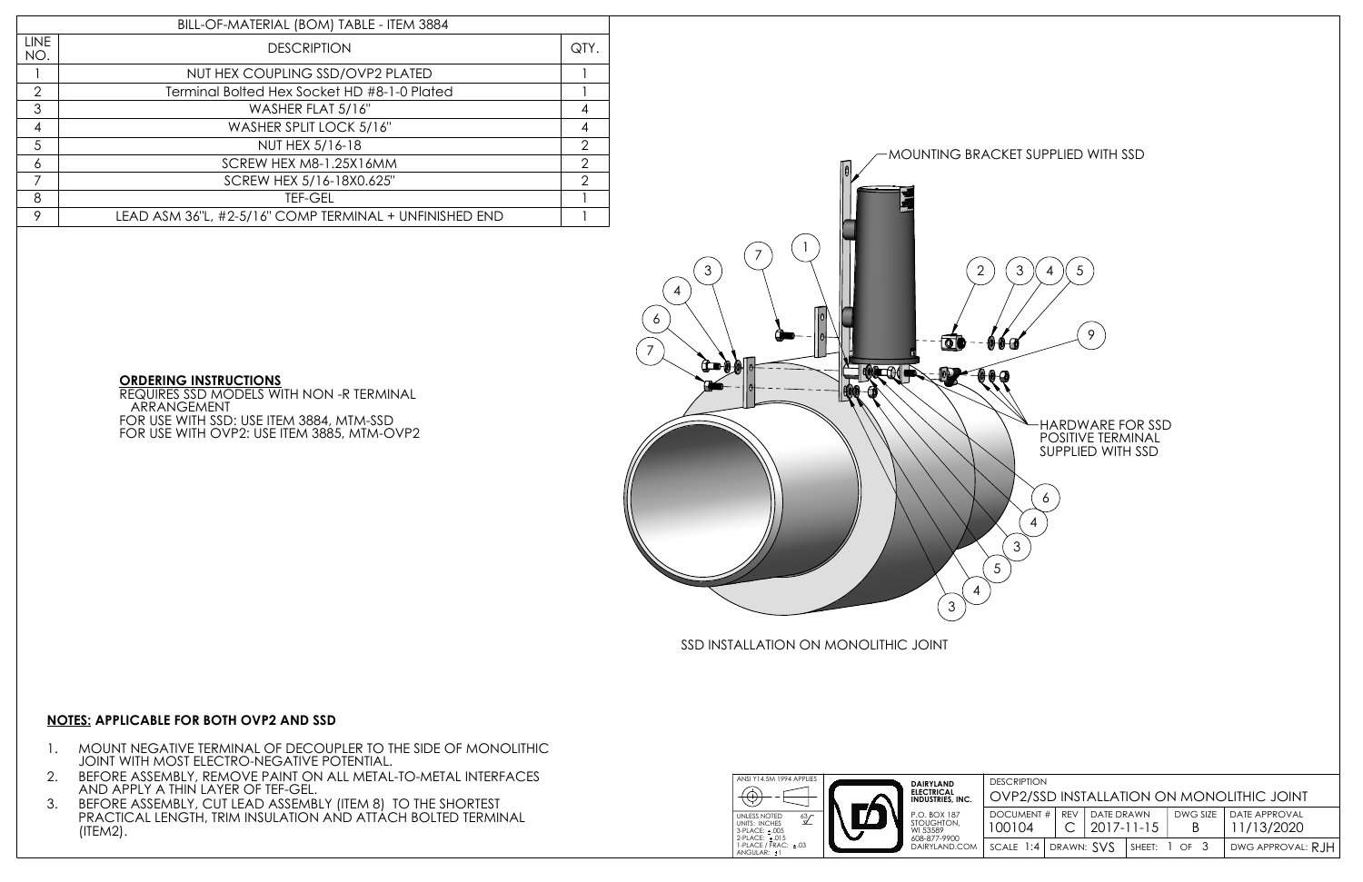| BILL-OF-MATERIAL (BOM) TABLE - ITEM 3884 | | |
|---|---|---|
| LINE NO. | DESCRIPTION | QTY. |
| 1 | NUT HEX COUPLING SSD/OVP2 PLATED | 1 |
| 2 | Terminal Bolted Hex Socket HD #8-1-0 Plated | 1 |
| 3 | WASHER FLAT 5/16" | 4 |
| 4 | WASHER SPLIT LOCK 5/16" | 4 |
| 5 | NUT HEX 5/16-18 | 2 |
| 6 | SCREW HEX M8-1.25X16MM | 2 |
| 7 | SCREW HEX 5/16-18X0.625" | 2 |
| 8 | TEF-GEL | 1 |
| 9 | LEAD ASM 36"L, #2-5/16" COMP TERMINAL + UNFINISHED END | 1 |

MOUNTING BRACKET SUPPLIED WITH SSD

HARDWARE FOR SSD POSITIVE TERMINAL SUPPLIED WITH SSD

SSD INSTALLATION ON MONOLITHIC JOINT

**ORDERING INSTRUCTIONS**

REQUIRES SSD MODELS WITH NON -R TERMINAL ARRANGEMENT

FOR USE WITH SSD: USE ITEM 3884, MTM-SSD

FOR USE WITH OVP2: USE ITEM 3885, MTM-OVP2

**NOTES: APPLICABLE FOR BOTH OVP2 AND SSD**

1. MOUNT NEGATIVE TERMINAL OF DECOUPLER TO THE SIDE OF MONOLITHIC JOINT WITH MOST ELECTRO-NEGATIVE POTENTIAL.
2. BEFORE ASSEMBLY, REMOVE PAINT ON ALL METAL-TO-METAL INTERFACES AND APPLY A THIN LAYER OF TEF-GEL.
3. BEFORE ASSEMBLY, CUT LEAD ASSEMBLY (ITEM 8) TO THE SHORTEST PRACTICAL LENGTH, TRIM INSULATION AND ATTACH BOLTED TERMINAL (ITEM2).

ANSI Y14.5M 1994 APPLIES

UNLESS NOTED
UNITS: INCHES
3-PLACE: ±.005
2-PLACE: ±.015
1-PLACE / FRAC: ±.03
ANGULAR: ±1

DAIRYLAND ELECTRICAL INDUSTRIES, INC.
P.O. BOX 187
STOUGHTON, WI 53589
608-877-9900
DAIRYLAND.COM

| DESCRIPTION | | | | |
|---|---|---|---|---|
| OVP2/SSD INSTALLATION ON MONOLITHIC JOINT | | | | |
| DOCUMENT # 100104 | REV C | DATE DRAWN 2017-11-15 | DWG SIZE B | DATE APPROVAL 11/13/2020 |
| SCALE 1:4 | DRAWN: SVS | SHEET: 1 OF 3 | | DWG APPROVAL: RJH |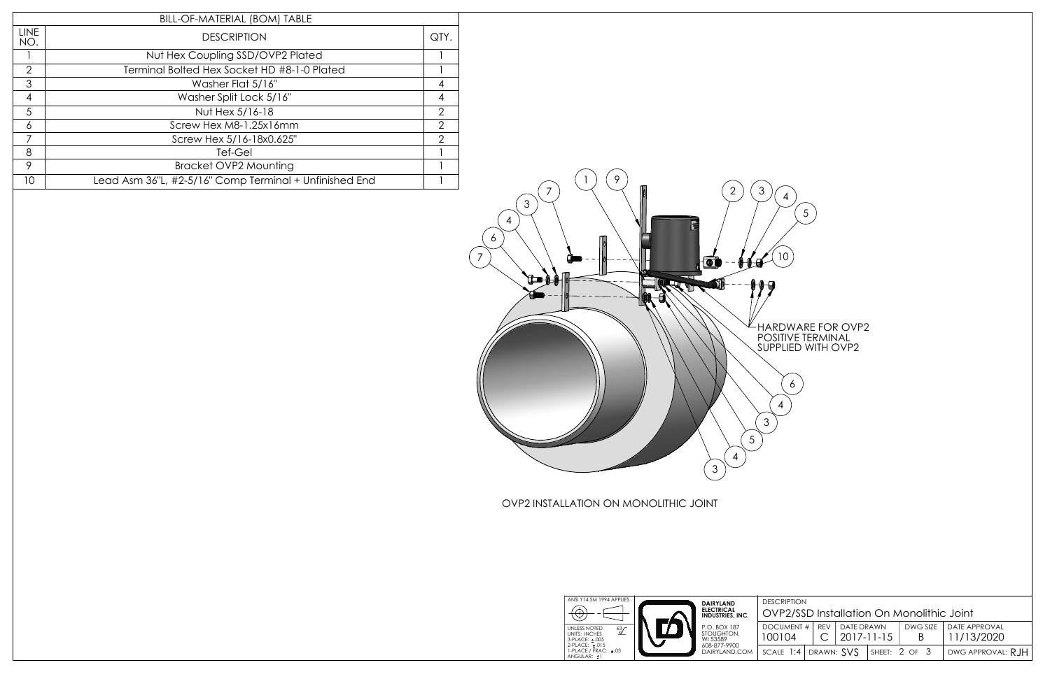| BILL-OF-MATERIAL (BOM) TABLE | | |
|---|---|---|
| LINE NO. | DESCRIPTION | QTY. |
| 1 | Nut Hex Coupling SSD/OVP2 Plated | 1 |
| 2 | Terminal Bolted Hex Socket HD #8-1-0 Plated | 1 |
| 3 | Washer Flat 5/16" | 4 |
| 4 | Washer Split Lock 5/16" | 4 |
| 5 | Nut Hex 5/16-18 | 2 |
| 6 | Screw Hex M8-1.25x16mm | 2 |
| 7 | Screw Hex 5/16-18x0.625" | 2 |
| 8 | Tef-Gel | 1 |
| 9 | Bracket OVP2 Mounting | 1 |
| 10 | Lead Asm 36"L, #2-5/16" Comp Terminal + Unfinished End | 1 |

HARDWARE FOR OVP2 POSITIVE TERMINAL SUPPLIED WITH OVP2

OVP2 INSTALLATION ON MONOLITHIC JOINT

| ANSI Y14.5M 1994 APPLIES | DAIRYLAND ELECTRICAL INDUSTRIES, INC. | DESCRIPTION | | | | |
|---|---|---|---|---|---|---|
| UNLESS NOTED UNITS: INCHES 3-PLACE: ±.005 2-PLACE: ±.015 1-PLACE / FRAC: ±.03 ANGULAR: ±1 | P.O. BOX 187 STOUGHTON, WI 53589 608-877-9900 DAIRYLAND.COM | OVP2/SSD Installation On Monolithic Joint | | | | |
| | | DOCUMENT # 100104 | REV C | DATE DRAWN 2017-11-15 | DWG SIZE B | DATE APPROVAL 11/13/2020 |
| | | SCALE 1:4 | DRAWN: SVS | SHEET: 2 OF 3 | | DWG APPROVAL: RJH |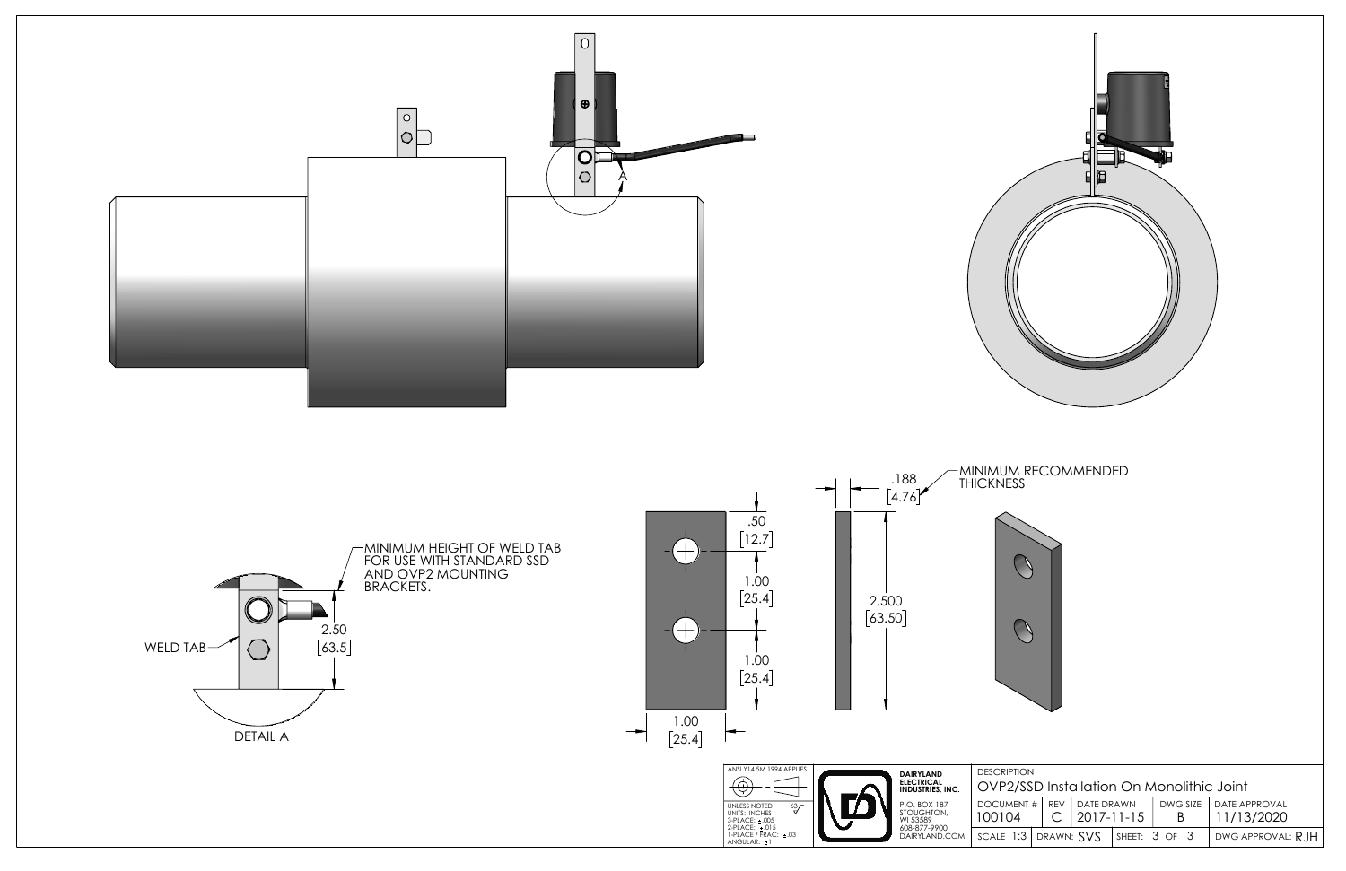MINIMUM HEIGHT OF WELD TAB FOR USE WITH STANDARD SSD AND OVP2 MOUNTING BRACKETS.

WELD TAB

2.50
[63.5]

DETAIL A

A

.50
[12.7]

1.00
[25.4]

1.00
[25.4]

1.00
[25.4]

.188
[4.76]

MINIMUM RECOMMENDED THICKNESS

2.500
[63.50]

| | | | | | | |
|---|---|---|---|---|---|---|
| ANSI Y14.5M 1994 APPLIES | DAIRYLAND ELECTRICAL INDUSTRIES, INC. | DESCRIPTION: OVP2/SSD Installation On Monolithic Joint | | | | |
| UNLESS NOTED UNITS: INCHES 3-PLACE: ±.005 2-PLACE: ±.015 1-PLACE / FRAC: ±.03 ANGULAR: ±1 | P.O. BOX 187 STOUGHTON, WI 53589 608-877-9900 DAIRYLAND.COM | DOCUMENT # 100104 | REV C | DATE DRAWN 2017-11-15 | DWG SIZE B | DATE APPROVAL 11/13/2020 |
| | | SCALE 1:3 | DRAWN: SVS | SHEET: 3 OF 3 | | DWG APPROVAL: RJH |